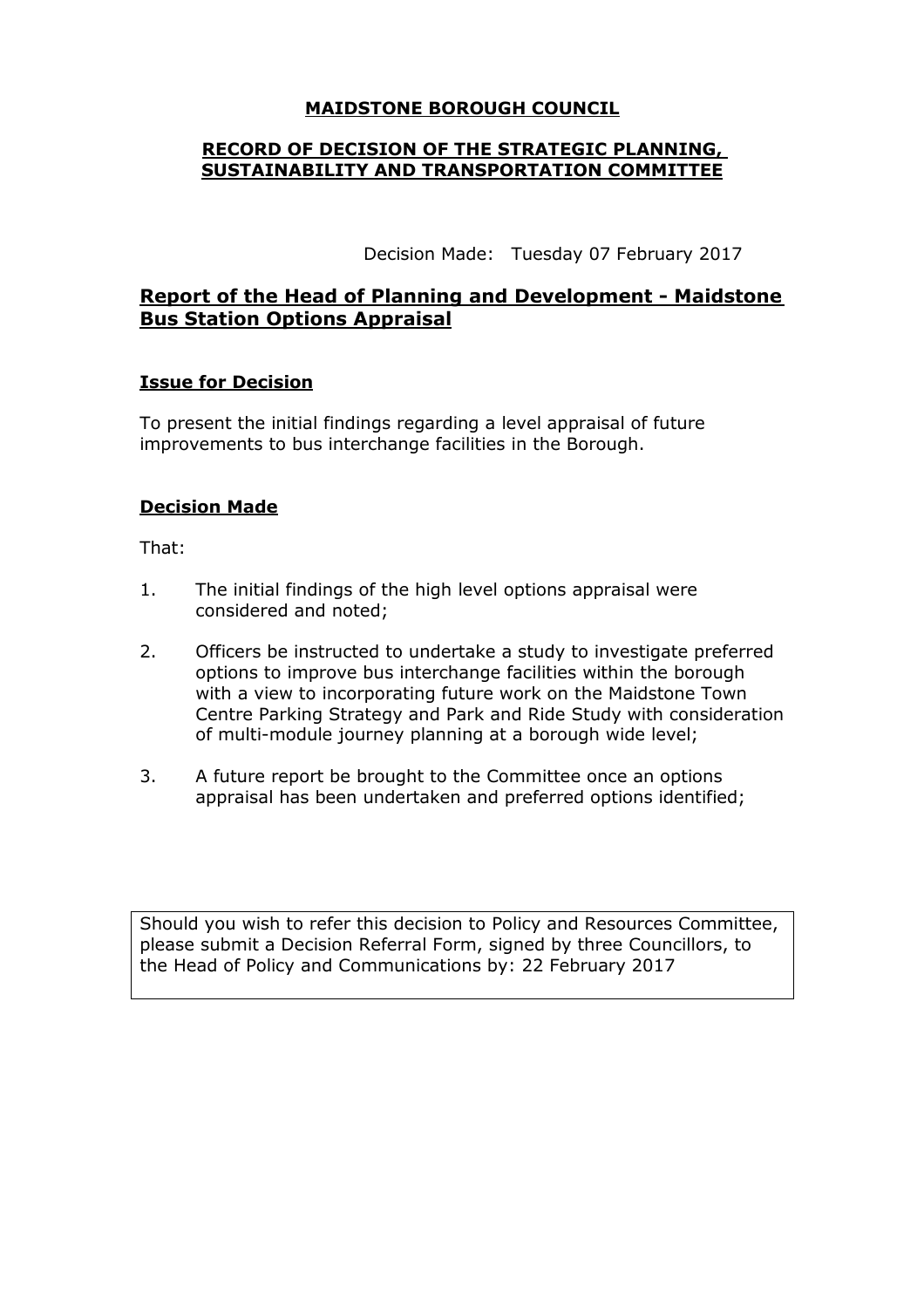**MAIDSTONE BOROUGH COUNCIL**

**RECORD OF DECISION OF THE STRATEGIC PLANNING, SUSTAINABILITY AND TRANSPORTATION COMMITTEE**

Decision Made: Tuesday 07 February 2017

## Report of the Head of Planning and Development - Maidstone Bus Station Options Appraisal

### Issue for Decision

To present the initial findings regarding a level appraisal of future improvements to bus interchange facilities in the Borough.

### Decision Made

That:

1. The initial findings of the high level options appraisal were considered and noted;
2. Officers be instructed to undertake a study to investigate preferred options to improve bus interchange facilities within the borough with a view to incorporating future work on the Maidstone Town Centre Parking Strategy and Park and Ride Study with consideration of multi-module journey planning at a borough wide level;
3. A future report be brought to the Committee once an options appraisal has been undertaken and preferred options identified;

Should you wish to refer this decision to Policy and Resources Committee, please submit a Decision Referral Form, signed by three Councillors, to the Head of Policy and Communications by: 22 February 2017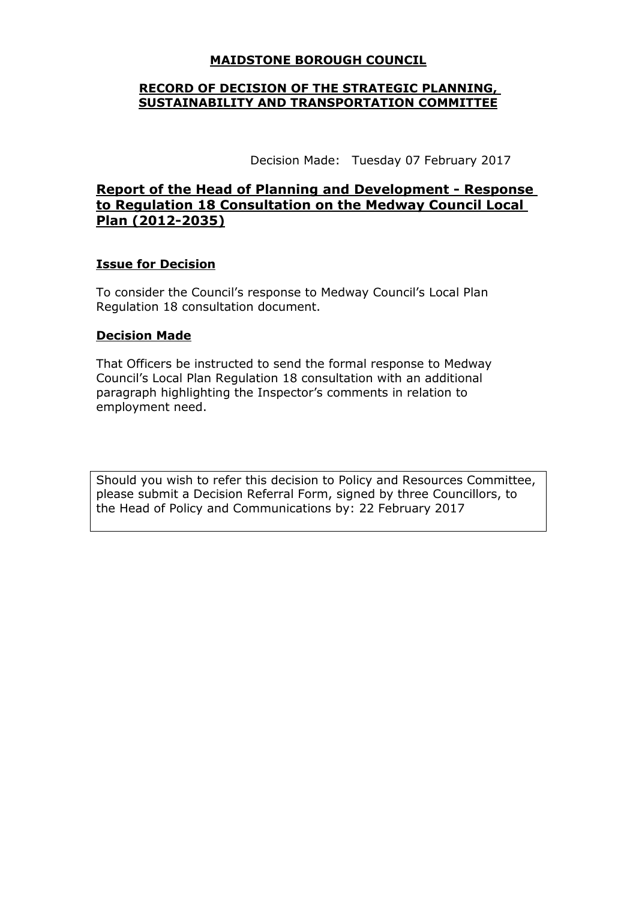**MAIDSTONE BOROUGH COUNCIL**

**RECORD OF DECISION OF THE STRATEGIC PLANNING, SUSTAINABILITY AND TRANSPORTATION COMMITTEE**

Decision Made: Tuesday 07 February 2017

## Report of the Head of Planning and Development - Response to Regulation 18 Consultation on the Medway Council Local Plan (2012-2035)

### Issue for Decision

To consider the Council's response to Medway Council's Local Plan Regulation 18 consultation document.

### Decision Made

That Officers be instructed to send the formal response to Medway Council's Local Plan Regulation 18 consultation with an additional paragraph highlighting the Inspector's comments in relation to employment need.

Should you wish to refer this decision to Policy and Resources Committee, please submit a Decision Referral Form, signed by three Councillors, to the Head of Policy and Communications by: 22 February 2017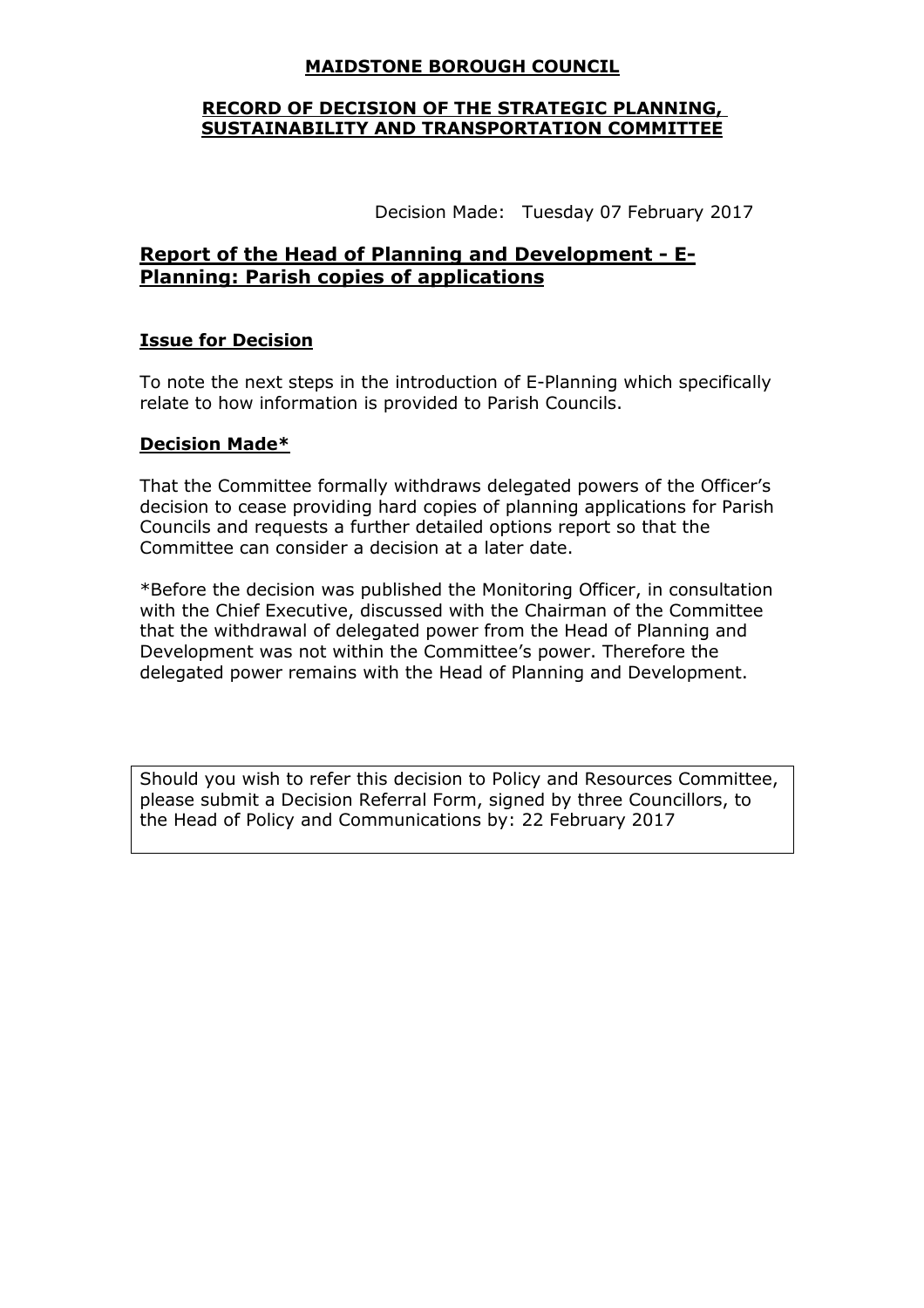**MAIDSTONE BOROUGH COUNCIL**

**RECORD OF DECISION OF THE STRATEGIC PLANNING, SUSTAINABILITY AND TRANSPORTATION COMMITTEE**

Decision Made: Tuesday 07 February 2017

## Report of the Head of Planning and Development - E-Planning: Parish copies of applications

### Issue for Decision

To note the next steps in the introduction of E-Planning which specifically relate to how information is provided to Parish Councils.

### Decision Made*

That the Committee formally withdraws delegated powers of the Officer's decision to cease providing hard copies of planning applications for Parish Councils and requests a further detailed options report so that the Committee can consider a decision at a later date.

*Before the decision was published the Monitoring Officer, in consultation with the Chief Executive, discussed with the Chairman of the Committee that the withdrawal of delegated power from the Head of Planning and Development was not within the Committee's power. Therefore the delegated power remains with the Head of Planning and Development.

Should you wish to refer this decision to Policy and Resources Committee, please submit a Decision Referral Form, signed by three Councillors, to the Head of Policy and Communications by: 22 February 2017